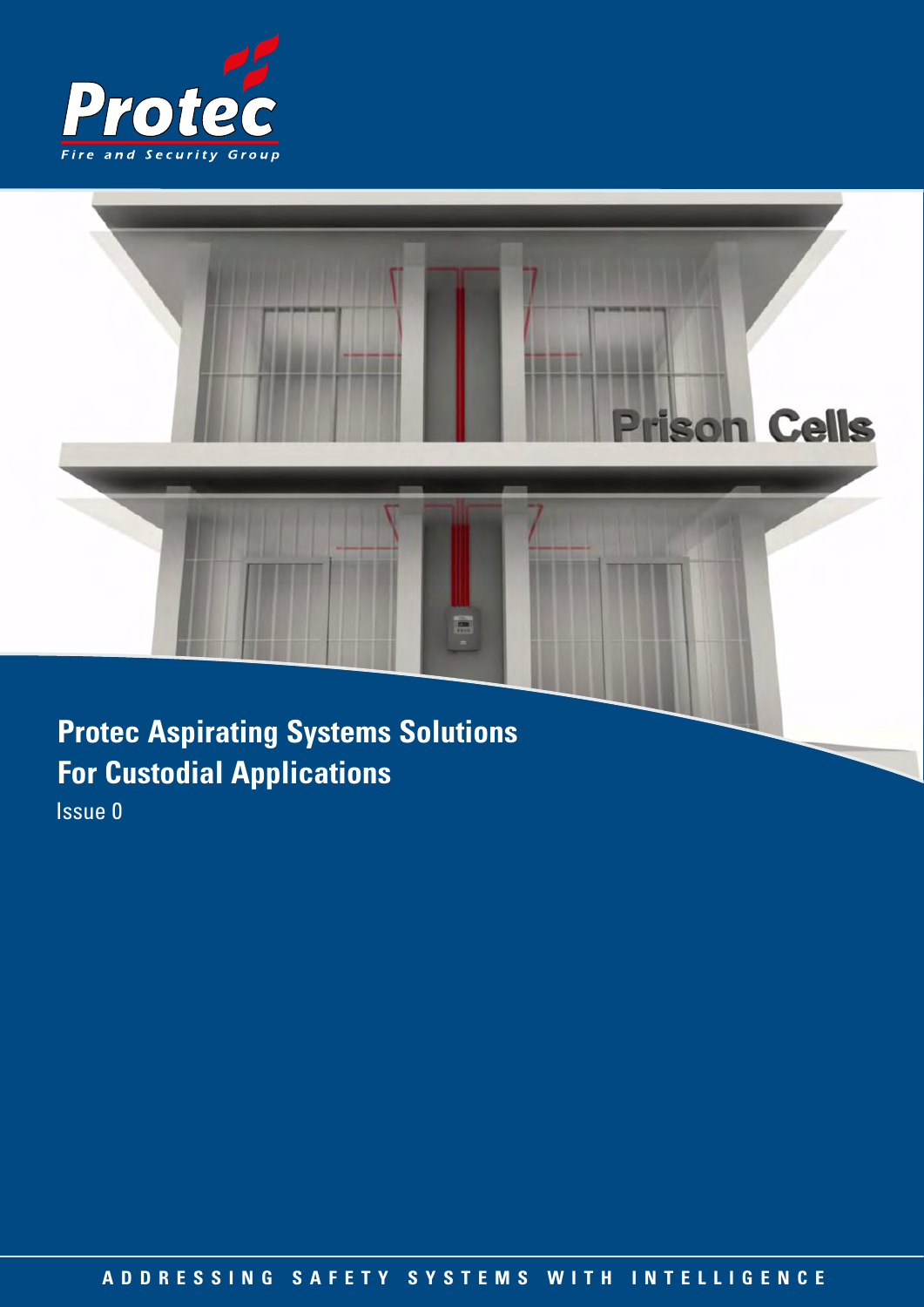Protec

Fire and Security Group

# Protec Aspirating Systems Solutions For Custodial Applications

Issue 0

ADDRESSING SAFETY SYSTEMS WITH INTELLIGENCE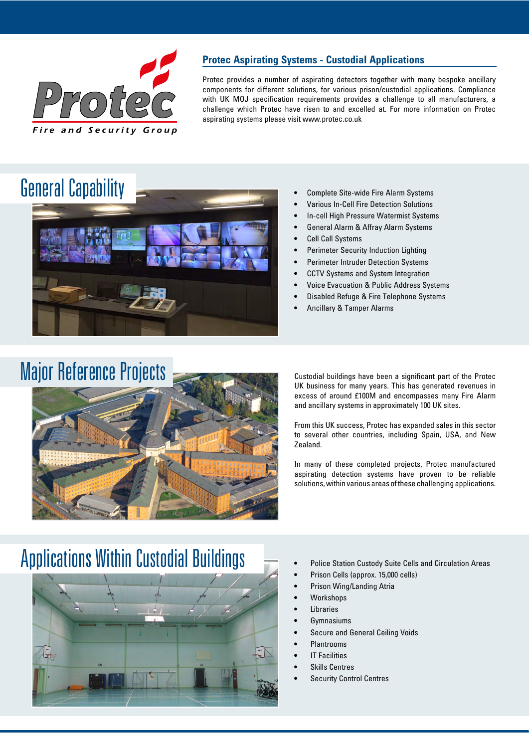Protec

Fire and Security Group

## Protec Aspirating Systems - Custodial Applications

Protec provides a number of aspirating detectors together with many bespoke ancillary components for different solutions, for various prison/custodial applications. Compliance with UK MOJ specification requirements provides a challenge to all manufacturers, a challenge which Protec have risen to and excelled at. For more information on Protec aspirating systems please visit www.protec.co.uk

## General Capability

- Complete Site-wide Fire Alarm Systems
- Various In-Cell Fire Detection Solutions
- In-cell High Pressure Watermist Systems
- General Alarm & Affray Alarm Systems
- Cell Call Systems
- Perimeter Security Induction Lighting
- Perimeter Intruder Detection Systems
- CCTV Systems and System Integration
- Voice Evacuation & Public Address Systems
- Disabled Refuge & Fire Telephone Systems
- Ancillary & Tamper Alarms

## Major Reference Projects

Custodial buildings have been a significant part of the Protec UK business for many years. This has generated revenues in excess of around £100M and encompasses many Fire Alarm and ancillary systems in approximately 100 UK sites.

From this UK success, Protec has expanded sales in this sector to several other countries, including Spain, USA, and New Zealand.

In many of these completed projects, Protec manufactured aspirating detection systems have proven to be reliable solutions, within various areas of these challenging applications.

## Applications Within Custodial Buildings

- Police Station Custody Suite Cells and Circulation Areas
- Prison Cells (approx. 15,000 cells)
- Prison Wing/Landing Atria
- Workshops
- Libraries
- Gymnasiums
- Secure and General Ceiling Voids
- Plantrooms
- IT Facilities
- Skills Centres
- Security Control Centres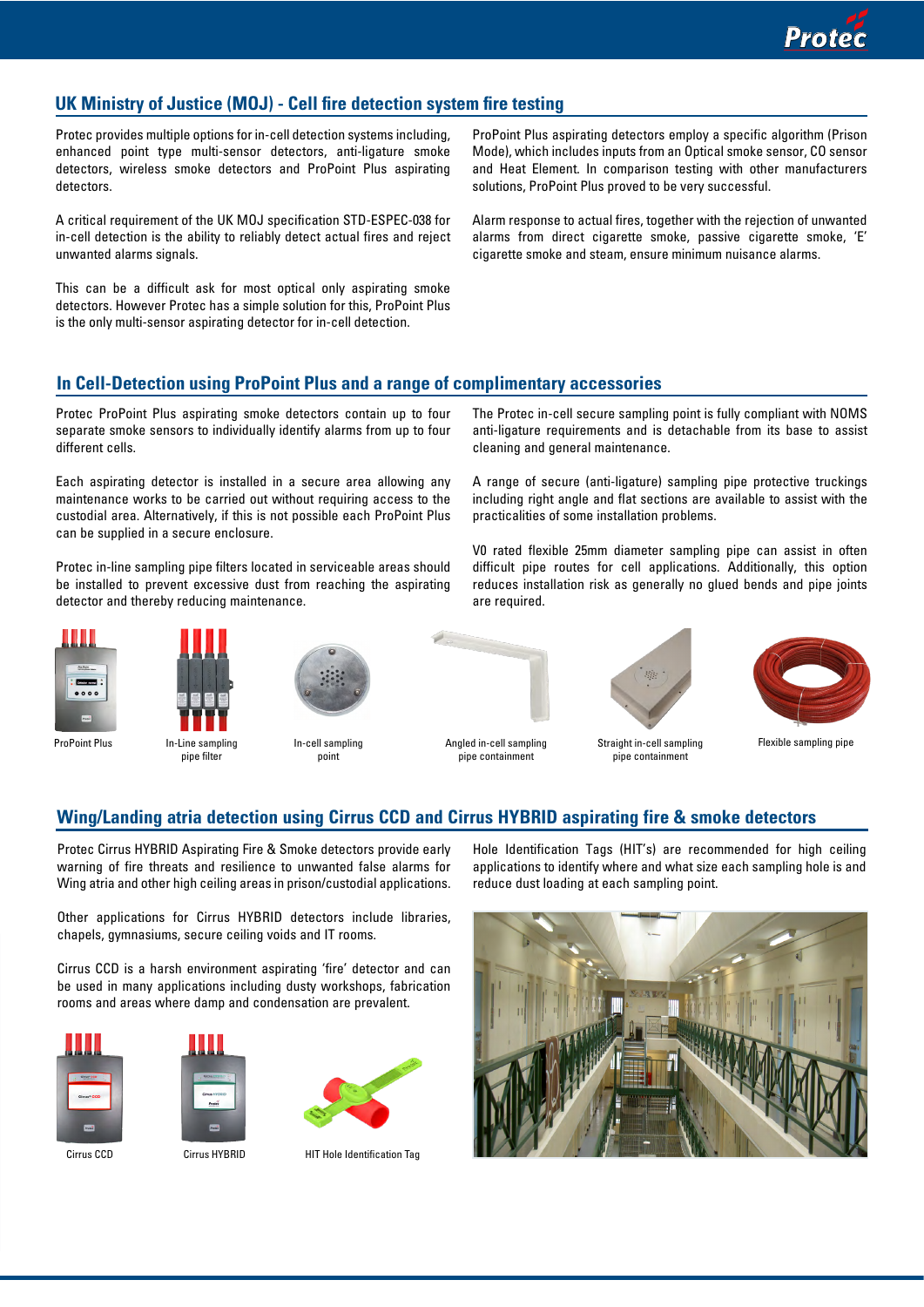## UK Ministry of Justice (MOJ) - Cell fire detection system fire testing

Protec provides multiple options for in-cell detection systems including, enhanced point type multi-sensor detectors, anti-ligature smoke detectors, wireless smoke detectors and ProPoint Plus aspirating detectors.

A critical requirement of the UK MOJ specification STD-ESPEC-038 for in-cell detection is the ability to reliably detect actual fires and reject unwanted alarms signals.

This can be a difficult ask for most optical only aspirating smoke detectors. However Protec has a simple solution for this, ProPoint Plus is the only multi-sensor aspirating detector for in-cell detection.

ProPoint Plus aspirating detectors employ a specific algorithm (Prison Mode), which includes inputs from an Optical smoke sensor, CO sensor and Heat Element. In comparison testing with other manufacturers solutions, ProPoint Plus proved to be very successful.

Alarm response to actual fires, together with the rejection of unwanted alarms from direct cigarette smoke, passive cigarette smoke, 'E' cigarette smoke and steam, ensure minimum nuisance alarms.

## In Cell-Detection using ProPoint Plus and a range of complimentary accessories

Protec ProPoint Plus aspirating smoke detectors contain up to four separate smoke sensors to individually identify alarms from up to four different cells.

Each aspirating detector is installed in a secure area allowing any maintenance works to be carried out without requiring access to the custodial area. Alternatively, if this is not possible each ProPoint Plus can be supplied in a secure enclosure.

Protec in-line sampling pipe filters located in serviceable areas should be installed to prevent excessive dust from reaching the aspirating detector and thereby reducing maintenance.

The Protec in-cell secure sampling point is fully compliant with NOMS anti-ligature requirements and is detachable from its base to assist cleaning and general maintenance.

A range of secure (anti-ligature) sampling pipe protective truckings including right angle and flat sections are available to assist with the practicalities of some installation problems.

V0 rated flexible 25mm diameter sampling pipe can assist in often difficult pipe routes for cell applications. Additionally, this option reduces installation risk as generally no glued bends and pipe joints are required.

ProPoint Plus

In-Line sampling pipe filter

In-cell sampling point

Angled in-cell sampling pipe containment

Straight in-cell sampling pipe containment

Flexible sampling pipe

## Wing/Landing atria detection using Cirrus CCD and Cirrus HYBRID aspirating fire & smoke detectors

Protec Cirrus HYBRID Aspirating Fire & Smoke detectors provide early warning of fire threats and resilience to unwanted false alarms for Wing atria and other high ceiling areas in prison/custodial applications.

Other applications for Cirrus HYBRID detectors include libraries, chapels, gymnasiums, secure ceiling voids and IT rooms.

Cirrus CCD is a harsh environment aspirating 'fire' detector and can be used in many applications including dusty workshops, fabrication rooms and areas where damp and condensation are prevalent.

Hole Identification Tags (HIT's) are recommended for high ceiling applications to identify where and what size each sampling hole is and reduce dust loading at each sampling point.

Cirrus CCD

Cirrus HYBRID

HIT Hole Identification Tag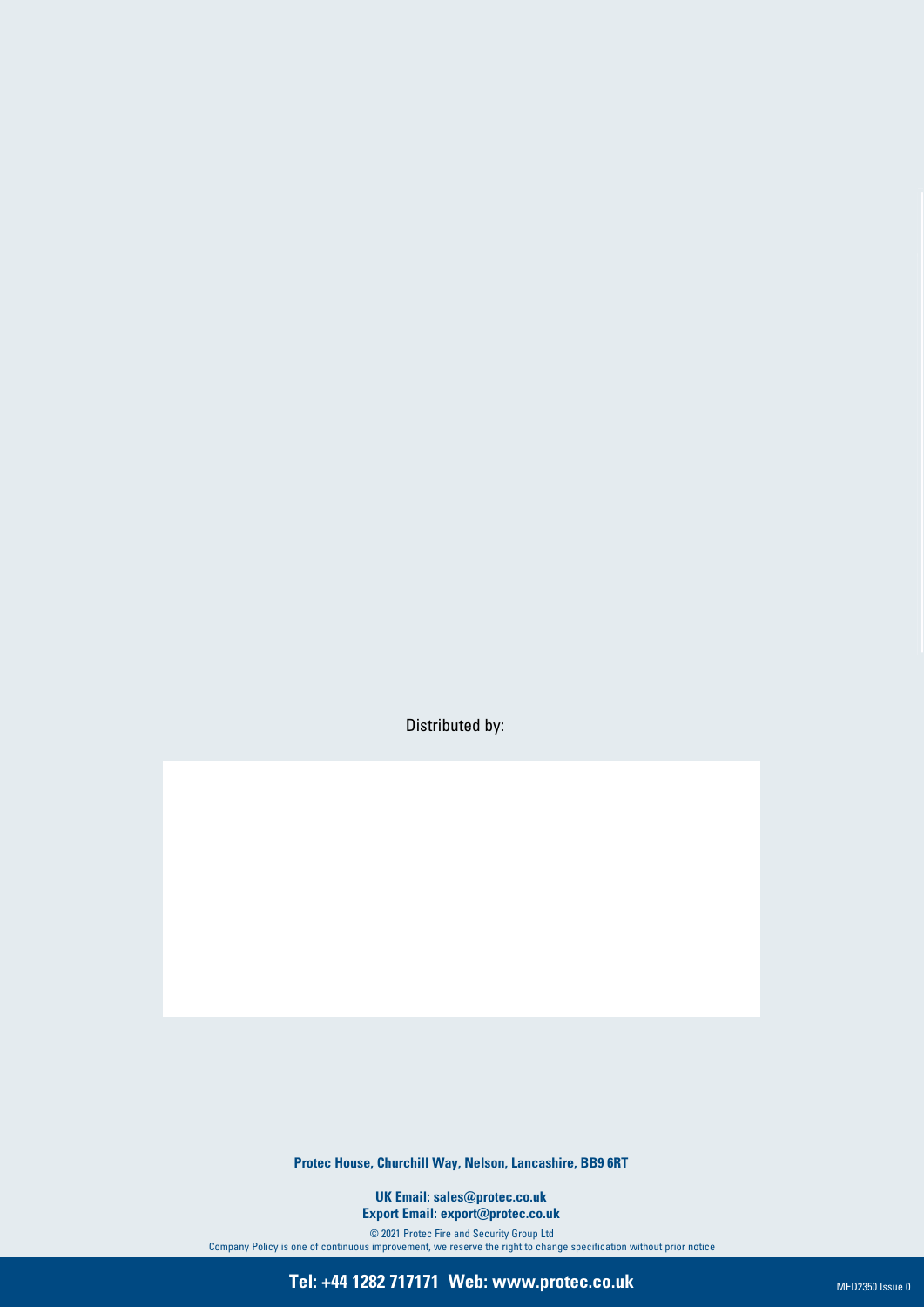Distributed by:

**Protec House, Churchill Way, Nelson, Lancashire, BB9 6RT**

**UK Email: sales@protec.co.uk**
**Export Email: export@protec.co.uk**

© 2021 Protec Fire and Security Group Ltd
Company Policy is one of continuous improvement, we reserve the right to change specification without prior notice

**Tel: +44 1282 717171 Web: www.protec.co.uk**

MED2350 Issue 0